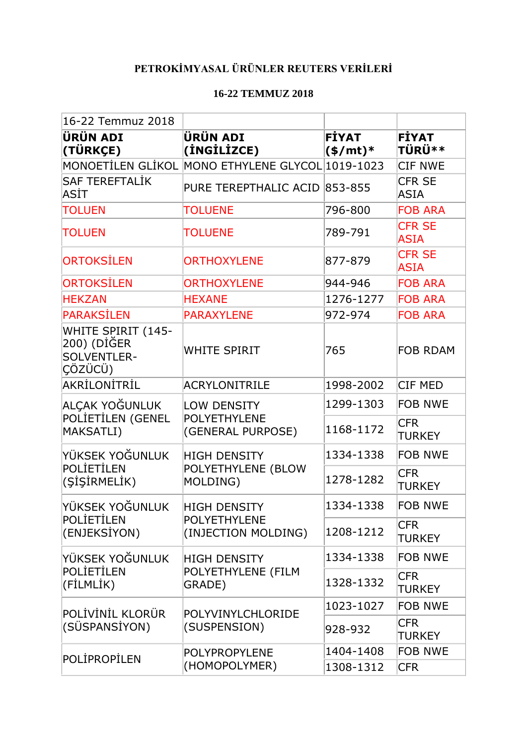**PETROKİMYASAL ÜRÜNLER REUTERS VERİLERİ**

**16-22 TEMMUZ 2018**

| 16-22 Temmuz 2018 | | | |
|---|---|---|---|
| **ÜRÜN ADI (TÜRKÇE)** | **ÜRÜN ADI (İNGİLİZCE)** | **FİYAT ($/mt)*** | **FİYAT TÜRÜ**** |
| MONOETİLEN GLİKOL | MONO ETHYLENE GLYCOL | 1019-1023 | CIF NWE |
| SAF TEREFTALİK ASİT | PURE TEREPTHALIC ACID | 853-855 | CFR SE ASIA |
| TOLUEN | TOLUENE | 796-800 | FOB ARA |
| TOLUEN | TOLUENE | 789-791 | CFR SE ASIA |
| ORTOKSİLEN | ORTHOXYLENE | 877-879 | CFR SE ASIA |
| ORTOKSİLEN | ORTHOXYLENE | 944-946 | FOB ARA |
| HEKZAN | HEXANE | 1276-1277 | FOB ARA |
| PARAKSİLEN | PARAXYLENE | 972-974 | FOB ARA |
| WHITE SPIRIT (145-200) (DİĞER SOLVENTLER-ÇÖZÜCÜ) | WHITE SPIRIT | 765 | FOB RDAM |
| AKRİLONİTRİL | ACRYLONITRILE | 1998-2002 | CIF MED |
| ALÇAK YOĞUNLUK POLİETİLEN (GENEL MAKSATLI) | LOW DENSITY POLYETHYLENE (GENERAL PURPOSE) | 1299-1303 | FOB NWE |
| | | 1168-1172 | CFR TURKEY |
| YÜKSEK YOĞUNLUK POLİETİLEN (ŞİŞİRMELİK) | HIGH DENSITY POLYETHYLENE (BLOW MOLDING) | 1334-1338 | FOB NWE |
| | | 1278-1282 | CFR TURKEY |
| YÜKSEK YOĞUNLUK POLİETİLEN (ENJEKSİYON) | HIGH DENSITY POLYETHYLENE (INJECTION MOLDING) | 1334-1338 | FOB NWE |
| | | 1208-1212 | CFR TURKEY |
| YÜKSEK YOĞUNLUK POLİETİLEN (FİLMLİK) | HIGH DENSITY POLYETHYLENE (FILM GRADE) | 1334-1338 | FOB NWE |
| | | 1328-1332 | CFR TURKEY |
| POLİVİNİL KLORÜR (SÜSPANSİYON) | POLYVINYLCHLORIDE (SUSPENSION) | 1023-1027 | FOB NWE |
| | | 928-932 | CFR TURKEY |
| POLİPROPİLEN | POLYPROPYLENE (HOMOPOLYMER) | 1404-1408 | FOB NWE |
| | | 1308-1312 | CFR |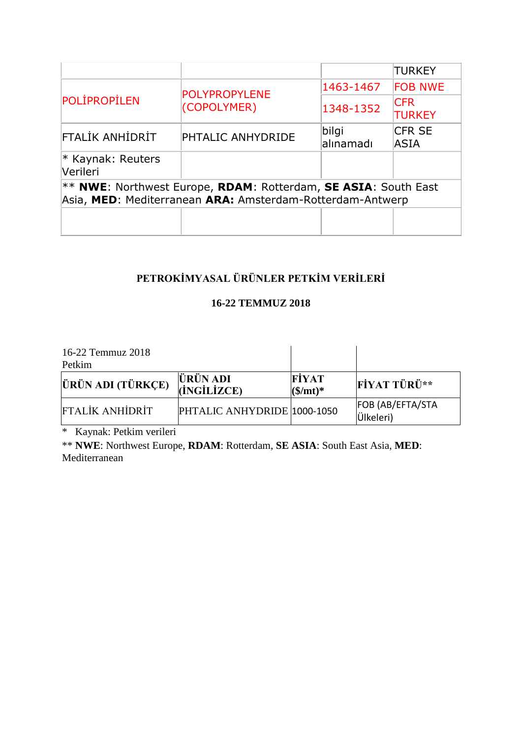| | | | |
|---|---|---|---|
| | | | TURKEY |
| POLİPROPİLEN | POLYPROPYLENE (COPOLYMER) | 1463-1467 | FOB NWE |
| | | 1348-1352 | CFR TURKEY |
| FTALİK ANHİDRİT | PHTALIC ANHYDRIDE | bilgi alınamadı | CFR SE ASIA |
| * Kaynak: Reuters Verileri | | | |
| ** **NWE**: Northwest Europe, **RDAM**: Rotterdam, **SE ASIA**: South East Asia, **MED**: Mediterranean **ARA:** Amsterdam-Rotterdam-Antwerp | | | |
| | | | |

**PETROKİMYASAL ÜRÜNLER PETKİM VERİLERİ**

**16-22 TEMMUZ 2018**

16-22 Temmuz 2018
Petkim

| ÜRÜN ADI (TÜRKÇE) | ÜRÜN ADI (İNGİLİZCE) | FİYAT ($/mt)* | FİYAT TÜRÜ** |
|---|---|---|---|
| FTALİK ANHİDRİT | PHTALIC ANHYDRIDE | 1000-1050 | FOB (AB/EFTA/STA Ülkeleri) |

\* Kaynak: Petkim verileri

** **NWE**: Northwest Europe, **RDAM**: Rotterdam, **SE ASIA**: South East Asia, **MED**: Mediterranean